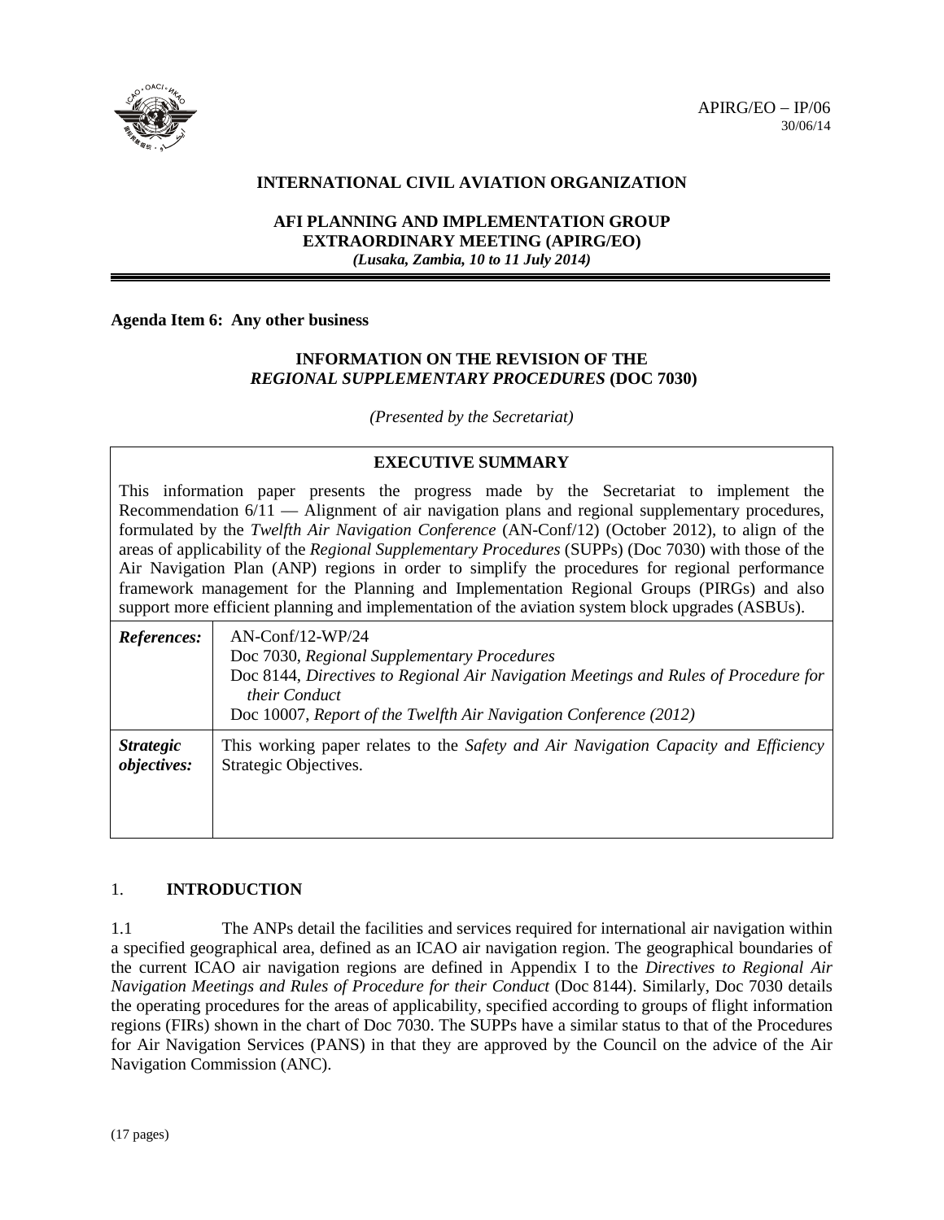APIRG/EO – IP/06
30/06/14

# INTERNATIONAL CIVIL AVIATION ORGANIZATION

## AFI PLANNING AND IMPLEMENTATION GROUP EXTRAORDINARY MEETING (APIRG/EO)

***(Lusaka, Zambia, 10 to 11 July 2014)***

**Agenda Item 6: Any other business**

## INFORMATION ON THE REVISION OF THE *REGIONAL SUPPLEMENTARY PROCEDURES* (DOC 7030)

*(Presented by the Secretariat)*

| **EXECUTIVE SUMMARY** | |
|---|---|
| This information paper presents the progress made by the Secretariat to implement the Recommendation 6/11 — Alignment of air navigation plans and regional supplementary procedures, formulated by the *Twelfth Air Navigation Conference* (AN-Conf/12) (October 2012), to align of the areas of applicability of the *Regional Supplementary Procedures* (SUPPs) (Doc 7030) with those of the Air Navigation Plan (ANP) regions in order to simplify the procedures for regional performance framework management for the Planning and Implementation Regional Groups (PIRGs) and also support more efficient planning and implementation of the aviation system block upgrades (ASBUs). | |
| ***References:*** | AN-Conf/12-WP/24<br>Doc 7030, *Regional Supplementary Procedures*<br>Doc 8144, *Directives to Regional Air Navigation Meetings and Rules of Procedure for their Conduct*<br>Doc 10007, *Report of the Twelfth Air Navigation Conference (2012)* |
| ***Strategic objectives:*** | This working paper relates to the *Safety and Air Navigation Capacity and Efficiency* Strategic Objectives. |

## 1. INTRODUCTION

1.1 The ANPs detail the facilities and services required for international air navigation within a specified geographical area, defined as an ICAO air navigation region. The geographical boundaries of the current ICAO air navigation regions are defined in Appendix I to the *Directives to Regional Air Navigation Meetings and Rules of Procedure for their Conduct* (Doc 8144). Similarly, Doc 7030 details the operating procedures for the areas of applicability, specified according to groups of flight information regions (FIRs) shown in the chart of Doc 7030. The SUPPs have a similar status to that of the Procedures for Air Navigation Services (PANS) in that they are approved by the Council on the advice of the Air Navigation Commission (ANC).

(17 pages)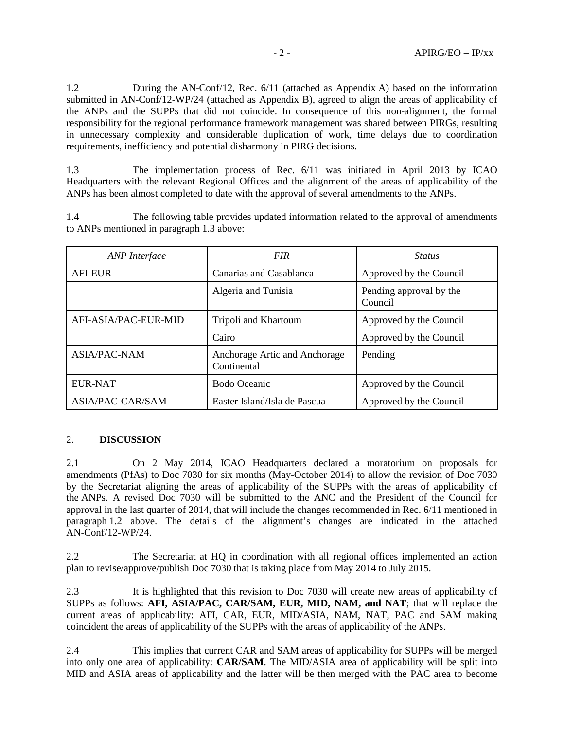1.2 During the AN-Conf/12, Rec. 6/11 (attached as Appendix A) based on the information submitted in AN-Conf/12-WP/24 (attached as Appendix B), agreed to align the areas of applicability of the ANPs and the SUPPs that did not coincide. In consequence of this non-alignment, the formal responsibility for the regional performance framework management was shared between PIRGs, resulting in unnecessary complexity and considerable duplication of work, time delays due to coordination requirements, inefficiency and potential disharmony in PIRG decisions.

1.3 The implementation process of Rec. 6/11 was initiated in April 2013 by ICAO Headquarters with the relevant Regional Offices and the alignment of the areas of applicability of the ANPs has been almost completed to date with the approval of several amendments to the ANPs.

1.4 The following table provides updated information related to the approval of amendments to ANPs mentioned in paragraph 1.3 above:

| *ANP Interface* | *FIR* | *Status* |
|---|---|---|
| AFI-EUR | Canarias and Casablanca | Approved by the Council |
| | Algeria and Tunisia | Pending approval by the Council |
| AFI-ASIA/PAC-EUR-MID | Tripoli and Khartoum | Approved by the Council |
| | Cairo | Approved by the Council |
| ASIA/PAC-NAM | Anchorage Artic and Anchorage Continental | Pending |
| EUR-NAT | Bodo Oceanic | Approved by the Council |
| ASIA/PAC-CAR/SAM | Easter Island/Isla de Pascua | Approved by the Council |

## 2. DISCUSSION

2.1 On 2 May 2014, ICAO Headquarters declared a moratorium on proposals for amendments (PfAs) to Doc 7030 for six months (May-October 2014) to allow the revision of Doc 7030 by the Secretariat aligning the areas of applicability of the SUPPs with the areas of applicability of the ANPs. A revised Doc 7030 will be submitted to the ANC and the President of the Council for approval in the last quarter of 2014, that will include the changes recommended in Rec. 6/11 mentioned in paragraph 1.2 above. The details of the alignment's changes are indicated in the attached AN-Conf/12-WP/24.

2.2 The Secretariat at HQ in coordination with all regional offices implemented an action plan to revise/approve/publish Doc 7030 that is taking place from May 2014 to July 2015.

2.3 It is highlighted that this revision to Doc 7030 will create new areas of applicability of SUPPs as follows: **AFI, ASIA/PAC, CAR/SAM, EUR, MID, NAM, and NAT**; that will replace the current areas of applicability: AFI, CAR, EUR, MID/ASIA, NAM, NAT, PAC and SAM making coincident the areas of applicability of the SUPPs with the areas of applicability of the ANPs.

2.4 This implies that current CAR and SAM areas of applicability for SUPPs will be merged into only one area of applicability: **CAR/SAM**. The MID/ASIA area of applicability will be split into MID and ASIA areas of applicability and the latter will be then merged with the PAC area to become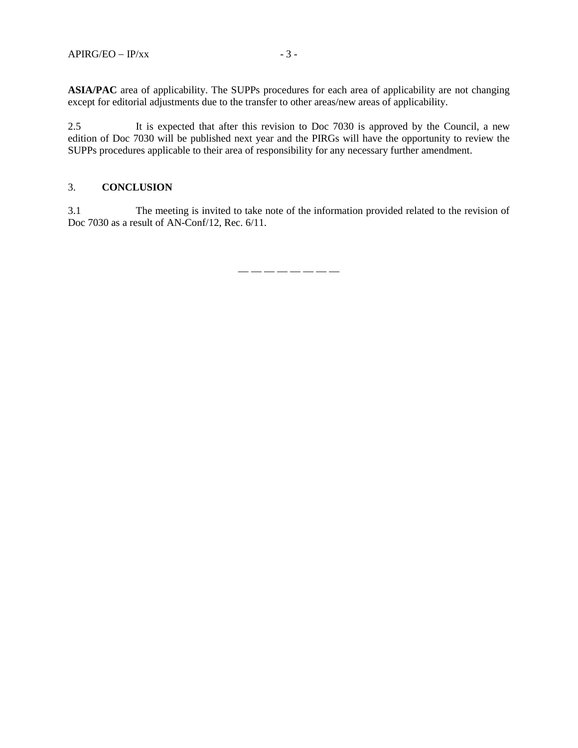**ASIA/PAC** area of applicability. The SUPPs procedures for each area of applicability are not changing except for editorial adjustments due to the transfer to other areas/new areas of applicability.

2.5 It is expected that after this revision to Doc 7030 is approved by the Council, a new edition of Doc 7030 will be published next year and the PIRGs will have the opportunity to review the SUPPs procedures applicable to their area of responsibility for any necessary further amendment.

## 3. CONCLUSION

3.1 The meeting is invited to take note of the information provided related to the revision of Doc 7030 as a result of AN-Conf/12, Rec. 6/11.

— — — — — — — —